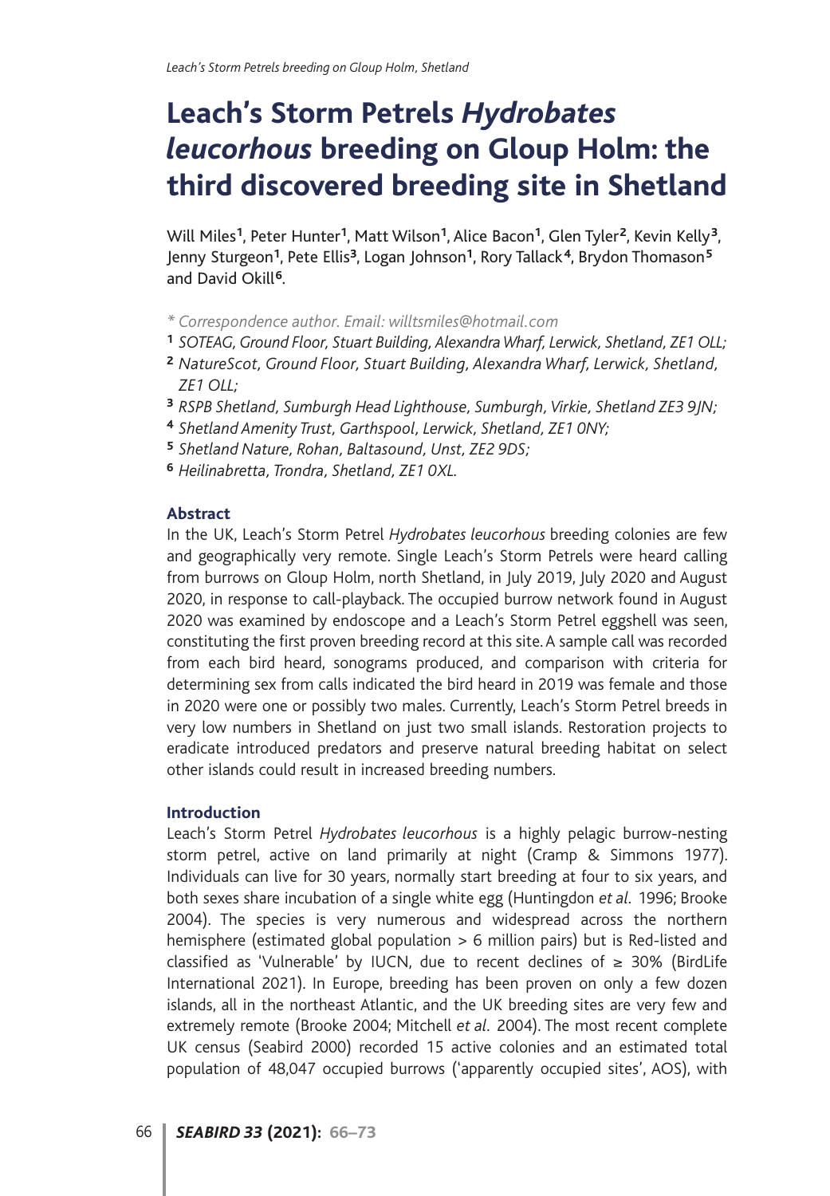# Leach's Storm Petrels *Hydrobates leucorhous* breeding on Gloup Holm: the third discovered breeding site in Shetland

Will Miles[1], Peter Hunter[1], Matt Wilson[1], Alice Bacon[1], Glen Tyler[2], Kevin Kelly[3], Jenny Sturgeon[1], Pete Ellis[3], Logan Johnson[1], Rory Tallack[4], Brydon Thomason[5] and David Okill[6].

*\* Correspondence author. Email: willtsmiles@hotmail.com*

[1] *SOTEAG, Ground Floor, Stuart Building, Alexandra Wharf, Lerwick, Shetland, ZE1 OLL;*

[2] *NatureScot, Ground Floor, Stuart Building, Alexandra Wharf, Lerwick, Shetland, ZE1 OLL;*

[3] *RSPB Shetland, Sumburgh Head Lighthouse, Sumburgh, Virkie, Shetland ZE3 9JN;*

[4] *Shetland Amenity Trust, Garthspool, Lerwick, Shetland, ZE1 0NY;*

[5] *Shetland Nature, Rohan, Baltasound, Unst, ZE2 9DS;*

[6] *Heilinabretta, Trondra, Shetland, ZE1 0XL.*

## Abstract

In the UK, Leach's Storm Petrel *Hydrobates leucorhous* breeding colonies are few and geographically very remote. Single Leach's Storm Petrels were heard calling from burrows on Gloup Holm, north Shetland, in July 2019, July 2020 and August 2020, in response to call-playback. The occupied burrow network found in August 2020 was examined by endoscope and a Leach's Storm Petrel eggshell was seen, constituting the first proven breeding record at this site. A sample call was recorded from each bird heard, sonograms produced, and comparison with criteria for determining sex from calls indicated the bird heard in 2019 was female and those in 2020 were one or possibly two males. Currently, Leach's Storm Petrel breeds in very low numbers in Shetland on just two small islands. Restoration projects to eradicate introduced predators and preserve natural breeding habitat on select other islands could result in increased breeding numbers.

## Introduction

Leach's Storm Petrel *Hydrobates leucorhous* is a highly pelagic burrow-nesting storm petrel, active on land primarily at night (Cramp & Simmons 1977). Individuals can live for 30 years, normally start breeding at four to six years, and both sexes share incubation of a single white egg (Huntingdon *et al.* 1996; Brooke 2004). The species is very numerous and widespread across the northern hemisphere (estimated global population > 6 million pairs) but is Red-listed and classified as 'Vulnerable' by IUCN, due to recent declines of ≥ 30% (BirdLife International 2021). In Europe, breeding has been proven on only a few dozen islands, all in the northeast Atlantic, and the UK breeding sites are very few and extremely remote (Brooke 2004; Mitchell *et al.* 2004). The most recent complete UK census (Seabird 2000) recorded 15 active colonies and an estimated total population of 48,047 occupied burrows ('apparently occupied sites', AOS), with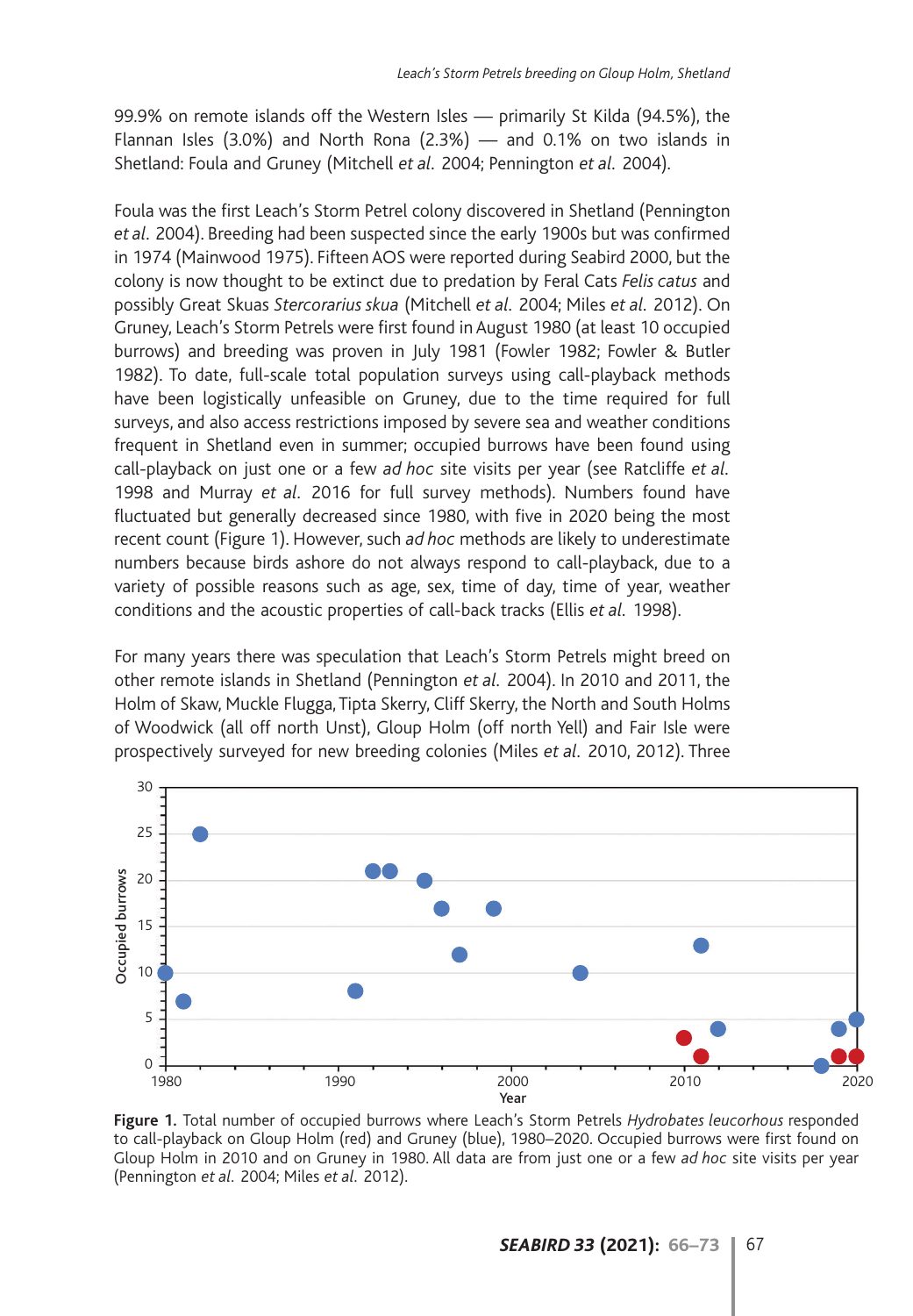99.9% on remote islands off the Western Isles — primarily St Kilda (94.5%), the Flannan Isles (3.0%) and North Rona (2.3%) — and 0.1% on two islands in Shetland: Foula and Gruney (Mitchell *et al.* 2004; Pennington *et al.* 2004).

Foula was the first Leach's Storm Petrel colony discovered in Shetland (Pennington *et al.* 2004). Breeding had been suspected since the early 1900s but was confirmed in 1974 (Mainwood 1975). Fifteen AOS were reported during Seabird 2000, but the colony is now thought to be extinct due to predation by Feral Cats *Felis catus* and possibly Great Skuas *Stercorarius skua* (Mitchell *et al.* 2004; Miles *et al.* 2012). On Gruney, Leach's Storm Petrels were first found in August 1980 (at least 10 occupied burrows) and breeding was proven in July 1981 (Fowler 1982; Fowler & Butler 1982). To date, full-scale total population surveys using call-playback methods have been logistically unfeasible on Gruney, due to the time required for full surveys, and also access restrictions imposed by severe sea and weather conditions frequent in Shetland even in summer; occupied burrows have been found using call-playback on just one or a few *ad hoc* site visits per year (see Ratcliffe *et al.* 1998 and Murray *et al.* 2016 for full survey methods). Numbers found have fluctuated but generally decreased since 1980, with five in 2020 being the most recent count (Figure 1). However, such *ad hoc* methods are likely to underestimate numbers because birds ashore do not always respond to call-playback, due to a variety of possible reasons such as age, sex, time of day, time of year, weather conditions and the acoustic properties of call-back tracks (Ellis *et al.* 1998).

For many years there was speculation that Leach's Storm Petrels might breed on other remote islands in Shetland (Pennington *et al.* 2004). In 2010 and 2011, the Holm of Skaw, Muckle Flugga, Tipta Skerry, Cliff Skerry, the North and South Holms of Woodwick (all off north Unst), Gloup Holm (off north Yell) and Fair Isle were prospectively surveyed for new breeding colonies (Miles *et al.* 2010, 2012). Three

**Figure 1.** Total number of occupied burrows where Leach's Storm Petrels *Hydrobates leucorhous* responded to call-playback on Gloup Holm (red) and Gruney (blue), 1980–2020. Occupied burrows were first found on Gloup Holm in 2010 and on Gruney in 1980. All data are from just one or a few *ad hoc* site visits per year (Pennington *et al.* 2004; Miles *et al.* 2012).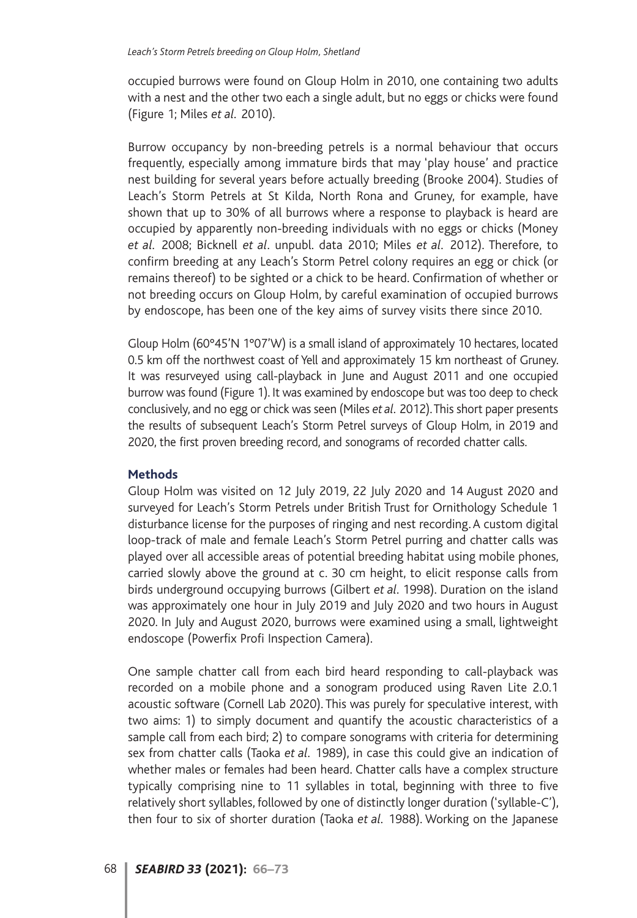occupied burrows were found on Gloup Holm in 2010, one containing two adults with a nest and the other two each a single adult, but no eggs or chicks were found (Figure 1; Miles *et al*. 2010).

Burrow occupancy by non-breeding petrels is a normal behaviour that occurs frequently, especially among immature birds that may 'play house' and practice nest building for several years before actually breeding (Brooke 2004). Studies of Leach's Storm Petrels at St Kilda, North Rona and Gruney, for example, have shown that up to 30% of all burrows where a response to playback is heard are occupied by apparently non-breeding individuals with no eggs or chicks (Money *et al*. 2008; Bicknell *et al*. unpubl. data 2010; Miles *et al*. 2012). Therefore, to confirm breeding at any Leach's Storm Petrel colony requires an egg or chick (or remains thereof) to be sighted or a chick to be heard. Confirmation of whether or not breeding occurs on Gloup Holm, by careful examination of occupied burrows by endoscope, has been one of the key aims of survey visits there since 2010.

Gloup Holm (60°45'N 1°07'W) is a small island of approximately 10 hectares, located 0.5 km off the northwest coast of Yell and approximately 15 km northeast of Gruney. It was resurveyed using call-playback in June and August 2011 and one occupied burrow was found (Figure 1). It was examined by endoscope but was too deep to check conclusively, and no egg or chick was seen (Miles *et al*. 2012). This short paper presents the results of subsequent Leach's Storm Petrel surveys of Gloup Holm, in 2019 and 2020, the first proven breeding record, and sonograms of recorded chatter calls.

## Methods

Gloup Holm was visited on 12 July 2019, 22 July 2020 and 14 August 2020 and surveyed for Leach's Storm Petrels under British Trust for Ornithology Schedule 1 disturbance license for the purposes of ringing and nest recording. A custom digital loop-track of male and female Leach's Storm Petrel purring and chatter calls was played over all accessible areas of potential breeding habitat using mobile phones, carried slowly above the ground at c. 30 cm height, to elicit response calls from birds underground occupying burrows (Gilbert *et al*. 1998). Duration on the island was approximately one hour in July 2019 and July 2020 and two hours in August 2020. In July and August 2020, burrows were examined using a small, lightweight endoscope (Powerfix Profi Inspection Camera).

One sample chatter call from each bird heard responding to call-playback was recorded on a mobile phone and a sonogram produced using Raven Lite 2.0.1 acoustic software (Cornell Lab 2020). This was purely for speculative interest, with two aims: 1) to simply document and quantify the acoustic characteristics of a sample call from each bird; 2) to compare sonograms with criteria for determining sex from chatter calls (Taoka *et al*. 1989), in case this could give an indication of whether males or females had been heard. Chatter calls have a complex structure typically comprising nine to 11 syllables in total, beginning with three to five relatively short syllables, followed by one of distinctly longer duration ('syllable-C'), then four to six of shorter duration (Taoka *et al*. 1988). Working on the Japanese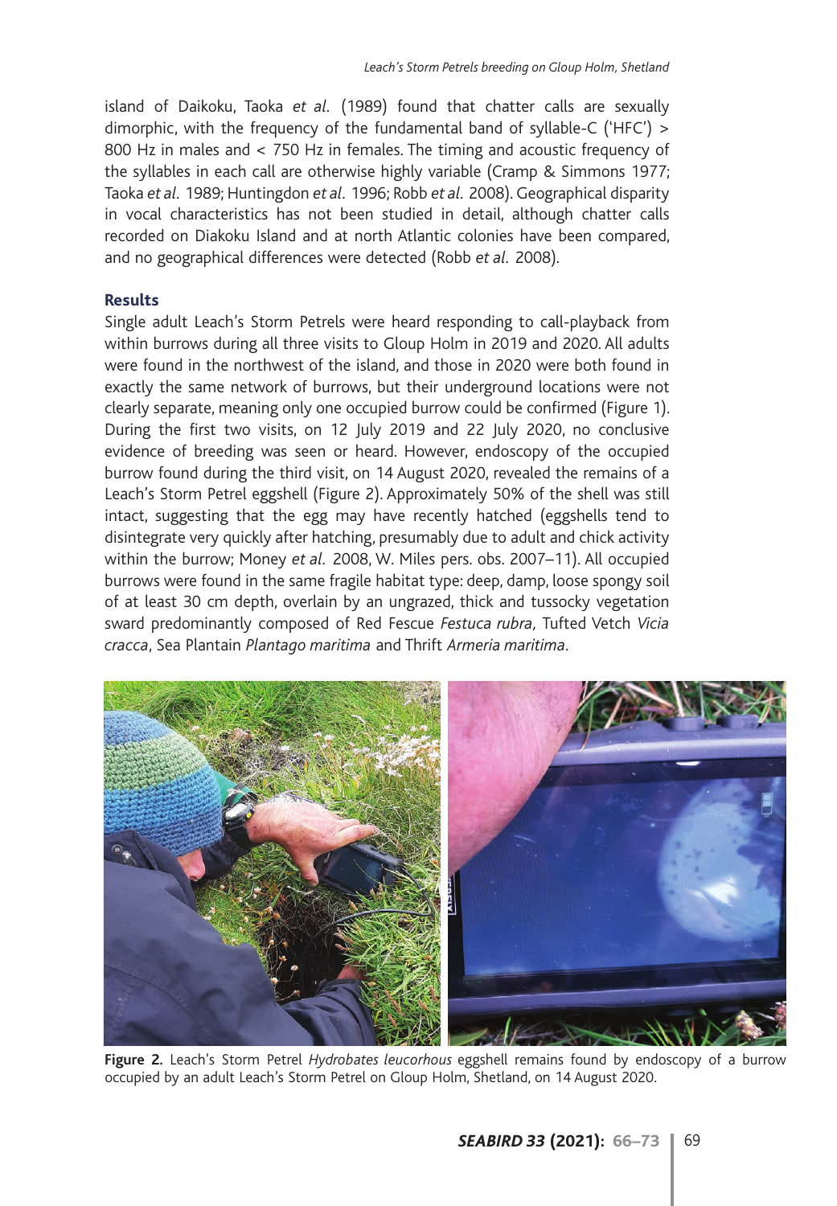island of Daikoku, Taoka *et al*. (1989) found that chatter calls are sexually dimorphic, with the frequency of the fundamental band of syllable-C ('HFC') > 800 Hz in males and < 750 Hz in females. The timing and acoustic frequency of the syllables in each call are otherwise highly variable (Cramp & Simmons 1977; Taoka *et al*. 1989; Huntingdon *et al*. 1996; Robb *et al*. 2008). Geographical disparity in vocal characteristics has not been studied in detail, although chatter calls recorded on Diakoku Island and at north Atlantic colonies have been compared, and no geographical differences were detected (Robb *et al*. 2008).

## Results

Single adult Leach's Storm Petrels were heard responding to call-playback from within burrows during all three visits to Gloup Holm in 2019 and 2020. All adults were found in the northwest of the island, and those in 2020 were both found in exactly the same network of burrows, but their underground locations were not clearly separate, meaning only one occupied burrow could be confirmed (Figure 1). During the first two visits, on 12 July 2019 and 22 July 2020, no conclusive evidence of breeding was seen or heard. However, endoscopy of the occupied burrow found during the third visit, on 14 August 2020, revealed the remains of a Leach's Storm Petrel eggshell (Figure 2). Approximately 50% of the shell was still intact, suggesting that the egg may have recently hatched (eggshells tend to disintegrate very quickly after hatching, presumably due to adult and chick activity within the burrow; Money *et al*. 2008, W. Miles pers. obs. 2007–11). All occupied burrows were found in the same fragile habitat type: deep, damp, loose spongy soil of at least 30 cm depth, overlain by an ungrazed, thick and tussocky vegetation sward predominantly composed of Red Fescue *Festuca rubra*, Tufted Vetch *Vicia cracca*, Sea Plantain *Plantago maritima* and Thrift *Armeria maritima*.

**Figure 2.** Leach's Storm Petrel *Hydrobates leucorhous* eggshell remains found by endoscopy of a burrow occupied by an adult Leach's Storm Petrel on Gloup Holm, Shetland, on 14 August 2020.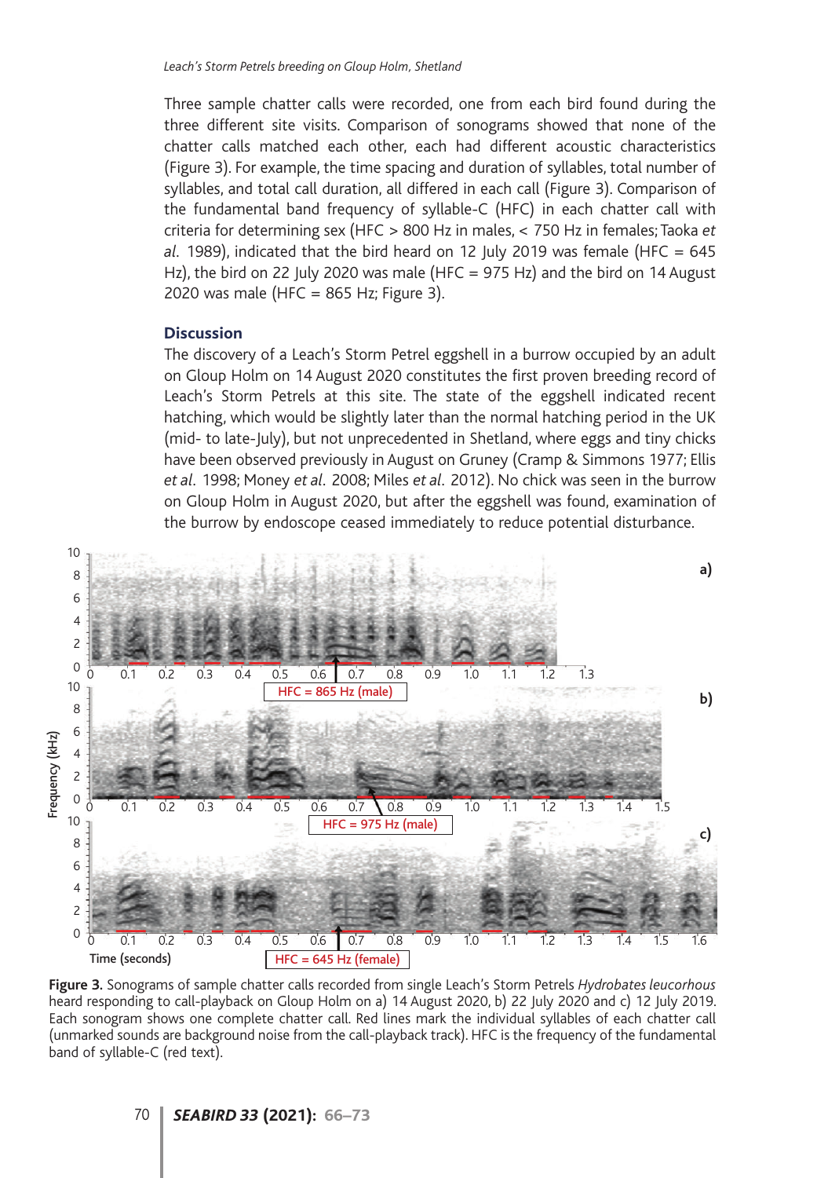Three sample chatter calls were recorded, one from each bird found during the three different site visits. Comparison of sonograms showed that none of the chatter calls matched each other, each had different acoustic characteristics (Figure 3). For example, the time spacing and duration of syllables, total number of syllables, and total call duration, all differed in each call (Figure 3). Comparison of the fundamental band frequency of syllable-C (HFC) in each chatter call with criteria for determining sex (HFC > 800 Hz in males, < 750 Hz in females; Taoka *et al*. 1989), indicated that the bird heard on 12 July 2019 was female (HFC = 645 Hz), the bird on 22 July 2020 was male (HFC = 975 Hz) and the bird on 14 August 2020 was male (HFC = 865 Hz; Figure 3).

## Discussion

The discovery of a Leach's Storm Petrel eggshell in a burrow occupied by an adult on Gloup Holm on 14 August 2020 constitutes the first proven breeding record of Leach's Storm Petrels at this site. The state of the eggshell indicated recent hatching, which would be slightly later than the normal hatching period in the UK (mid- to late-July), but not unprecedented in Shetland, where eggs and tiny chicks have been observed previously in August on Gruney (Cramp & Simmons 1977; Ellis *et al*. 1998; Money *et al*. 2008; Miles *et al*. 2012). No chick was seen in the burrow on Gloup Holm in August 2020, but after the eggshell was found, examination of the burrow by endoscope ceased immediately to reduce potential disturbance.

**Figure 3.** Sonograms of sample chatter calls recorded from single Leach's Storm Petrels *Hydrobates leucorhous* heard responding to call-playback on Gloup Holm on a) 14 August 2020, b) 22 July 2020 and c) 12 July 2019. Each sonogram shows one complete chatter call. Red lines mark the individual syllables of each chatter call (unmarked sounds are background noise from the call-playback track). HFC is the frequency of the fundamental band of syllable-C (red text).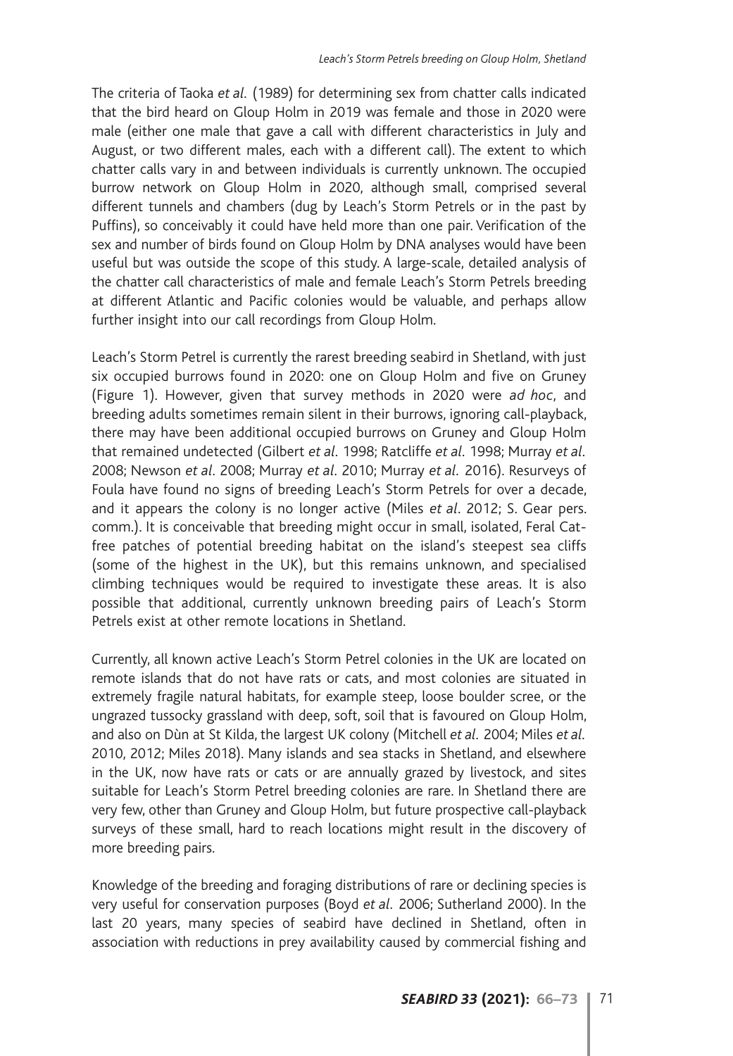The criteria of Taoka *et al*. (1989) for determining sex from chatter calls indicated that the bird heard on Gloup Holm in 2019 was female and those in 2020 were male (either one male that gave a call with different characteristics in July and August, or two different males, each with a different call). The extent to which chatter calls vary in and between individuals is currently unknown. The occupied burrow network on Gloup Holm in 2020, although small, comprised several different tunnels and chambers (dug by Leach's Storm Petrels or in the past by Puffins), so conceivably it could have held more than one pair. Verification of the sex and number of birds found on Gloup Holm by DNA analyses would have been useful but was outside the scope of this study. A large-scale, detailed analysis of the chatter call characteristics of male and female Leach's Storm Petrels breeding at different Atlantic and Pacific colonies would be valuable, and perhaps allow further insight into our call recordings from Gloup Holm.

Leach's Storm Petrel is currently the rarest breeding seabird in Shetland, with just six occupied burrows found in 2020: one on Gloup Holm and five on Gruney (Figure 1). However, given that survey methods in 2020 were *ad hoc*, and breeding adults sometimes remain silent in their burrows, ignoring call-playback, there may have been additional occupied burrows on Gruney and Gloup Holm that remained undetected (Gilbert *et al*. 1998; Ratcliffe *et al*. 1998; Murray *et al*. 2008; Newson *et al*. 2008; Murray *et al*. 2010; Murray *et al*. 2016). Resurveys of Foula have found no signs of breeding Leach's Storm Petrels for over a decade, and it appears the colony is no longer active (Miles *et al*. 2012; S. Gear pers. comm.). It is conceivable that breeding might occur in small, isolated, Feral Cat-free patches of potential breeding habitat on the island's steepest sea cliffs (some of the highest in the UK), but this remains unknown, and specialised climbing techniques would be required to investigate these areas. It is also possible that additional, currently unknown breeding pairs of Leach's Storm Petrels exist at other remote locations in Shetland.

Currently, all known active Leach's Storm Petrel colonies in the UK are located on remote islands that do not have rats or cats, and most colonies are situated in extremely fragile natural habitats, for example steep, loose boulder scree, or the ungrazed tussocky grassland with deep, soft, soil that is favoured on Gloup Holm, and also on Dùn at St Kilda, the largest UK colony (Mitchell *et al*. 2004; Miles *et al*. 2010, 2012; Miles 2018). Many islands and sea stacks in Shetland, and elsewhere in the UK, now have rats or cats or are annually grazed by livestock, and sites suitable for Leach's Storm Petrel breeding colonies are rare. In Shetland there are very few, other than Gruney and Gloup Holm, but future prospective call-playback surveys of these small, hard to reach locations might result in the discovery of more breeding pairs.

Knowledge of the breeding and foraging distributions of rare or declining species is very useful for conservation purposes (Boyd *et al*. 2006; Sutherland 2000). In the last 20 years, many species of seabird have declined in Shetland, often in association with reductions in prey availability caused by commercial fishing and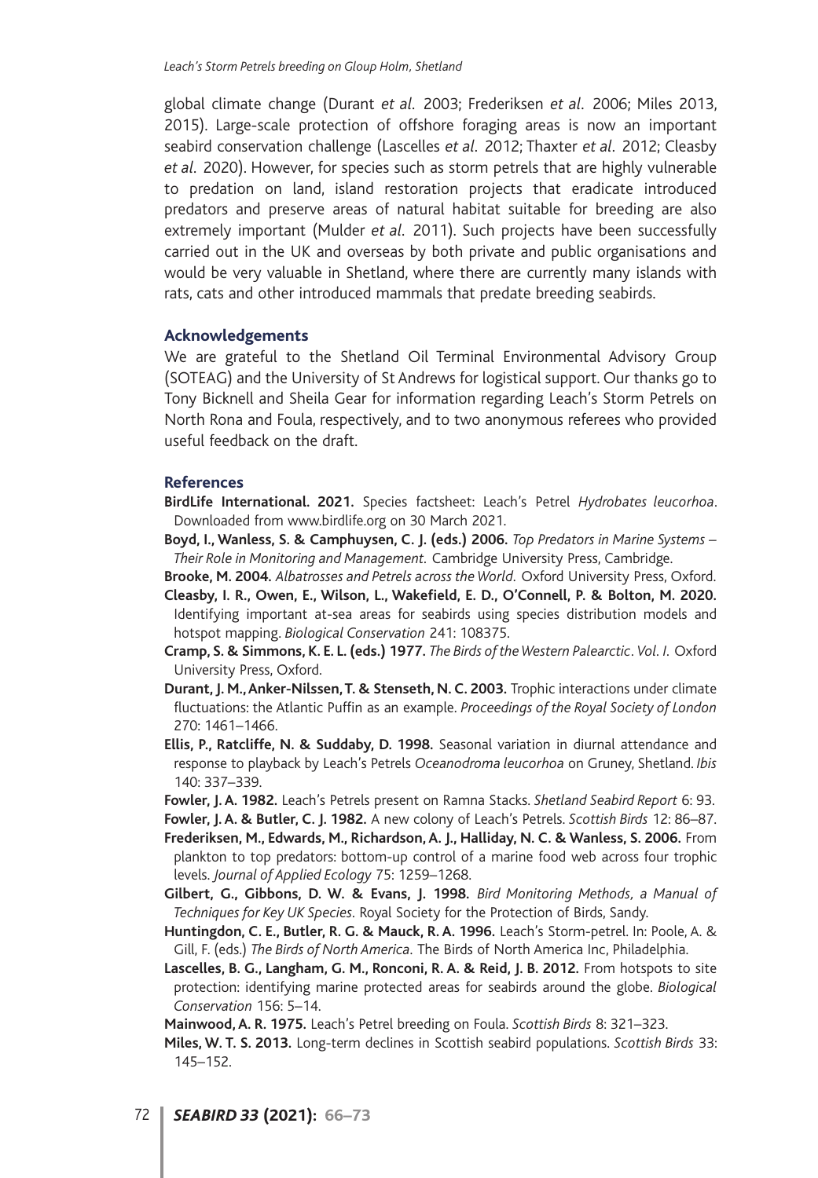global climate change (Durant *et al*. 2003; Frederiksen *et al*. 2006; Miles 2013, 2015). Large-scale protection of offshore foraging areas is now an important seabird conservation challenge (Lascelles *et al*. 2012; Thaxter *et al*. 2012; Cleasby *et al*. 2020). However, for species such as storm petrels that are highly vulnerable to predation on land, island restoration projects that eradicate introduced predators and preserve areas of natural habitat suitable for breeding are also extremely important (Mulder *et al*. 2011). Such projects have been successfully carried out in the UK and overseas by both private and public organisations and would be very valuable in Shetland, where there are currently many islands with rats, cats and other introduced mammals that predate breeding seabirds.

## Acknowledgements

We are grateful to the Shetland Oil Terminal Environmental Advisory Group (SOTEAG) and the University of St Andrews for logistical support. Our thanks go to Tony Bicknell and Sheila Gear for information regarding Leach's Storm Petrels on North Rona and Foula, respectively, and to two anonymous referees who provided useful feedback on the draft.

## References

**BirdLife International. 2021.** Species factsheet: Leach's Petrel *Hydrobates leucorhoa*. Downloaded from www.birdlife.org on 30 March 2021.

**Boyd, I., Wanless, S. & Camphuysen, C. J. (eds.) 2006.** *Top Predators in Marine Systems – Their Role in Monitoring and Management*. Cambridge University Press, Cambridge.

**Brooke, M. 2004.** *Albatrosses and Petrels across the World*. Oxford University Press, Oxford.

**Cleasby, I. R., Owen, E., Wilson, L., Wakefield, E. D., O'Connell, P. & Bolton, M. 2020.** Identifying important at-sea areas for seabirds using species distribution models and hotspot mapping. *Biological Conservation* 241: 108375.

**Cramp, S. & Simmons, K. E. L. (eds.) 1977.** *The Birds of the Western Palearctic*. *Vol. I*. Oxford University Press, Oxford.

**Durant, J. M., Anker-Nilssen, T. & Stenseth, N. C. 2003.** Trophic interactions under climate fluctuations: the Atlantic Puffin as an example. *Proceedings of the Royal Society of London* 270: 1461–1466.

**Ellis, P., Ratcliffe, N. & Suddaby, D. 1998.** Seasonal variation in diurnal attendance and response to playback by Leach's Petrels *Oceanodroma leucorhoa* on Gruney, Shetland. *Ibis* 140: 337–339.

**Fowler, J. A. 1982.** Leach's Petrels present on Ramna Stacks. *Shetland Seabird Report* 6: 93.

**Fowler, J. A. & Butler, C. J. 1982.** A new colony of Leach's Petrels. *Scottish Birds* 12: 86–87.

**Frederiksen, M., Edwards, M., Richardson, A. J., Halliday, N. C. & Wanless, S. 2006.** From plankton to top predators: bottom-up control of a marine food web across four trophic levels. *Journal of Applied Ecology* 75: 1259–1268.

**Gilbert, G., Gibbons, D. W. & Evans, J. 1998.** *Bird Monitoring Methods, a Manual of Techniques for Key UK Species*. Royal Society for the Protection of Birds, Sandy.

**Huntingdon, C. E., Butler, R. G. & Mauck, R. A. 1996.** Leach's Storm-petrel. In: Poole, A. & Gill, F. (eds.) *The Birds of North America*. The Birds of North America Inc, Philadelphia.

**Lascelles, B. G., Langham, G. M., Ronconi, R. A. & Reid, J. B. 2012.** From hotspots to site protection: identifying marine protected areas for seabirds around the globe. *Biological Conservation* 156: 5–14.

**Mainwood, A. R. 1975.** Leach's Petrel breeding on Foula. *Scottish Birds* 8: 321–323.

**Miles, W. T. S. 2013.** Long-term declines in Scottish seabird populations. *Scottish Birds* 33: 145–152.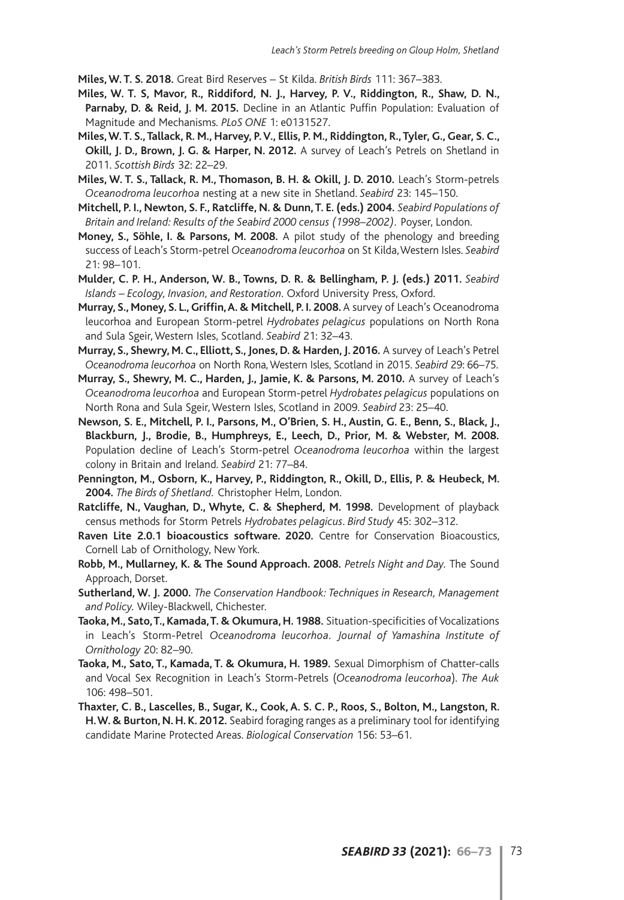**Miles, W. T. S. 2018.** Great Bird Reserves – St Kilda. *British Birds* 111: 367–383.

**Miles, W. T. S, Mavor, R., Riddiford, N. J., Harvey, P. V., Riddington, R., Shaw, D. N., Parnaby, D. & Reid, J. M. 2015.** Decline in an Atlantic Puffin Population: Evaluation of Magnitude and Mechanisms. *PLoS ONE* 1: e0131527.

**Miles, W. T. S., Tallack, R. M., Harvey, P. V., Ellis, P. M., Riddington, R., Tyler, G., Gear, S. C., Okill, J. D., Brown, J. G. & Harper, N. 2012.** A survey of Leach's Petrels on Shetland in 2011. *Scottish Birds* 32: 22–29.

**Miles, W. T. S., Tallack, R. M., Thomason, B. H. & Okill, J. D. 2010.** Leach's Storm-petrels *Oceanodroma leucorhoa* nesting at a new site in Shetland. *Seabird* 23: 145–150.

**Mitchell, P. I., Newton, S. F., Ratcliffe, N. & Dunn, T. E. (eds.) 2004.** *Seabird Populations of Britain and Ireland: Results of the Seabird 2000 census (1998–2002)*. Poyser, London.

**Money, S., Söhle, I. & Parsons, M. 2008.** A pilot study of the phenology and breeding success of Leach's Storm-petrel *Oceanodroma leucorhoa* on St Kilda, Western Isles. *Seabird* 21: 98–101.

**Mulder, C. P. H., Anderson, W. B., Towns, D. R. & Bellingham, P. J. (eds.) 2011.** *Seabird Islands – Ecology, Invasion, and Restoration*. Oxford University Press, Oxford.

**Murray, S., Money, S. L., Griffin, A. & Mitchell, P. I. 2008.** A survey of Leach's Oceanodroma leucorhoa and European Storm-petrel *Hydrobates pelagicus* populations on North Rona and Sula Sgeir, Western Isles, Scotland. *Seabird* 21: 32–43.

**Murray, S., Shewry, M. C., Elliott, S., Jones, D. & Harden, J. 2016.** A survey of Leach's Petrel *Oceanodroma leucorhoa* on North Rona, Western Isles, Scotland in 2015. *Seabird* 29: 66–75.

**Murray, S., Shewry, M. C., Harden, J., Jamie, K. & Parsons, M. 2010.** A survey of Leach's *Oceanodroma leucorhoa* and European Storm-petrel *Hydrobates pelagicus* populations on North Rona and Sula Sgeir, Western Isles, Scotland in 2009. *Seabird* 23: 25–40.

**Newson, S. E., Mitchell, P. I., Parsons, M., O'Brien, S. H., Austin, G. E., Benn, S., Black, J., Blackburn, J., Brodie, B., Humphreys, E., Leech, D., Prior, M. & Webster, M. 2008.** Population decline of Leach's Storm-petrel *Oceanodroma leucorhoa* within the largest colony in Britain and Ireland. *Seabird* 21: 77–84.

**Pennington, M., Osborn, K., Harvey, P., Riddington, R., Okill, D., Ellis, P. & Heubeck, M. 2004.** *The Birds of Shetland*. Christopher Helm, London.

**Ratcliffe, N., Vaughan, D., Whyte, C. & Shepherd, M. 1998.** Development of playback census methods for Storm Petrels *Hydrobates pelagicus*. *Bird Study* 45: 302–312.

**Raven Lite 2.0.1 bioacoustics software. 2020.** Centre for Conservation Bioacoustics, Cornell Lab of Ornithology, New York.

**Robb, M., Mullarney, K. & The Sound Approach. 2008.** *Petrels Night and Day*. The Sound Approach, Dorset.

**Sutherland, W. J. 2000.** *The Conservation Handbook: Techniques in Research, Management and Policy*. Wiley-Blackwell, Chichester.

**Taoka, M., Sato, T., Kamada, T. & Okumura, H. 1988.** Situation-specificities of Vocalizations in Leach's Storm-Petrel *Oceanodroma leucorhoa*. *Journal of Yamashina Institute of Ornithology* 20: 82–90.

**Taoka, M., Sato, T., Kamada, T. & Okumura, H. 1989.** Sexual Dimorphism of Chatter-calls and Vocal Sex Recognition in Leach's Storm-Petrels (*Oceanodroma leucorhoa*). *The Auk* 106: 498–501.

**Thaxter, C. B., Lascelles, B., Sugar, K., Cook, A. S. C. P., Roos, S., Bolton, M., Langston, R. H. W. & Burton, N. H. K. 2012.** Seabird foraging ranges as a preliminary tool for identifying candidate Marine Protected Areas. *Biological Conservation* 156: 53–61.